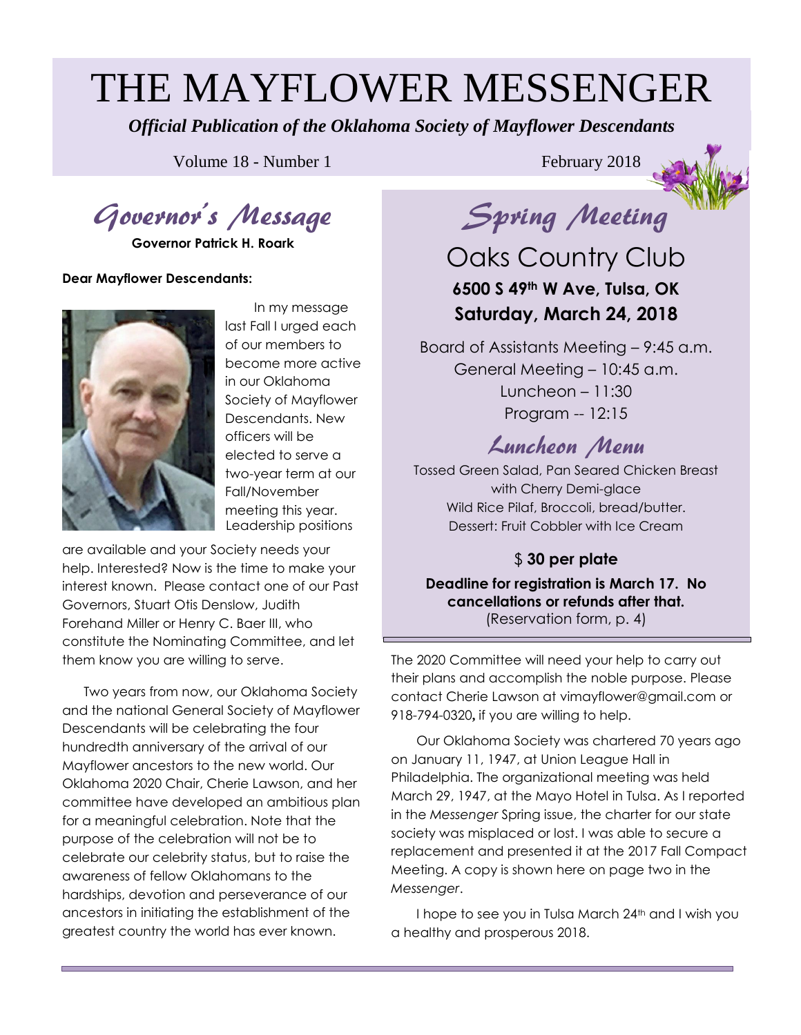# THE MAYFLOWER MESSENGER

***Official Publication of the Oklahoma Society of Mayflower Descendants***

Volume 18 - Number 1 February 2018

## *Governor's Message*

**Governor Patrick H. Roark**

**Dear Mayflower Descendants:**

In my message last Fall I urged each of our members to become more active in our Oklahoma Society of Mayflower Descendants. New officers will be elected to serve a two-year term at our Fall/November meeting this year. Leadership positions are available and your Society needs your help. Interested? Now is the time to make your interest known. Please contact one of our Past Governors, Stuart Otis Denslow, Judith Forehand Miller or Henry C. Baer III, who constitute the Nominating Committee, and let them know you are willing to serve.

Two years from now, our Oklahoma Society and the national General Society of Mayflower Descendants will be celebrating the four hundredth anniversary of the arrival of our Mayflower ancestors to the new world. Our Oklahoma 2020 Chair, Cherie Lawson, and her committee have developed an ambitious plan for a meaningful celebration. Note that the purpose of the celebration will not be to celebrate our celebrity status, but to raise the awareness of fellow Oklahomans to the hardships, devotion and perseverance of our ancestors in initiating the establishment of the greatest country the world has ever known.

The 2020 Committee will need your help to carry out their plans and accomplish the noble purpose. Please contact Cherie Lawson at vimayflower@gmail.com or 918-794-0320**,** if you are willing to help.

Our Oklahoma Society was chartered 70 years ago on January 11, 1947, at Union League Hall in Philadelphia. The organizational meeting was held March 29, 1947, at the Mayo Hotel in Tulsa. As I reported in the *Messenger* Spring issue, the charter for our state society was misplaced or lost. I was able to secure a replacement and presented it at the 2017 Fall Compact Meeting. A copy is shown here on page two in the *Messenger*.

I hope to see you in Tulsa March 24th and I wish you a healthy and prosperous 2018.

## *Spring Meeting*

### Oaks Country Club

**6500 S 49th W Ave, Tulsa, OK**

**Saturday, March 24, 2018**

Board of Assistants Meeting – 9:45 a.m.
General Meeting – 10:45 a.m.
Luncheon – 11:30
Program -- 12:15

### *Luncheon Menu*

Tossed Green Salad, Pan Seared Chicken Breast with Cherry Demi-glace
Wild Rice Pilaf, Broccoli, bread/butter.
Dessert: Fruit Cobbler with Ice Cream

$ **30 per plate**

**Deadline for registration is March 17. No cancellations or refunds after that.**
(Reservation form, p. 4)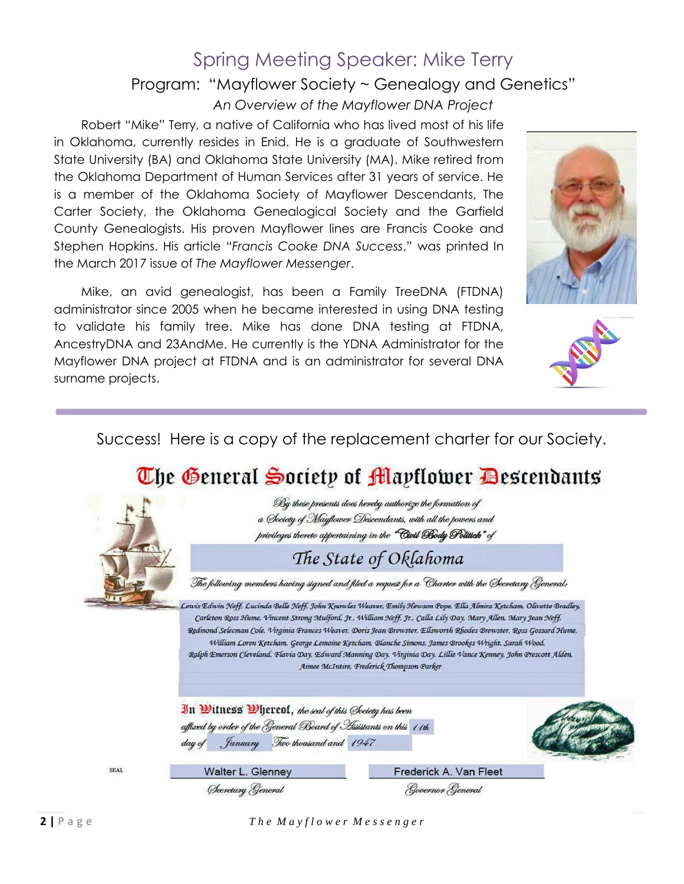## Spring Meeting Speaker: Mike Terry

### Program: "Mayflower Society ~ Genealogy and Genetics"

*An Overview of the Mayflower DNA Project*

Robert "Mike" Terry, a native of California who has lived most of his life in Oklahoma, currently resides in Enid. He is a graduate of Southwestern State University (BA) and Oklahoma State University (MA). Mike retired from the Oklahoma Department of Human Services after 31 years of service. He is a member of the Oklahoma Society of Mayflower Descendants, The Carter Society, the Oklahoma Genealogical Society and the Garfield County Genealogists. His proven Mayflower lines are Francis Cooke and Stephen Hopkins. His article "*Francis Cooke DNA Success*," was printed In the March 2017 issue of *The Mayflower Messenger*.

Mike, an avid genealogist, has been a Family TreeDNA (FTDNA) administrator since 2005 when he became interested in using DNA testing to validate his family tree. Mike has done DNA testing at FTDNA, AncestryDNA and 23AndMe. He currently is the YDNA Administrator for the Mayflower DNA project at FTDNA and is an administrator for several DNA surname projects.

---

Success! Here is a copy of the replacement charter for our Society.

## The General Society of Mayflower Descendants

*By these presents does hereby authorize the formation of a Society of Mayflower Descendants, with all the powers and privileges thereto appertaining in the "Civil Body Politick" of*

### The State of Oklahoma

*The following members having signed and filed a request for a Charter with the Secretary General:*

*Lewis Edwin Neff, Lucinda Belle Neff, John Knowles Weaver, Emily Hewson Pope, Ella Almira Ketcham, Olivette Bradley, Carleton Ross Hume, Vincent Strong Mulford, Jr., William Neff, Jr., Calla Lily Day, Mary Allen, Mary Jean Neff, Redmond Selecman Cole, Virginia Frances Weaver, Doris Jean Brewster, Ellsworth Rhodes Brewster, Ross Gossard Hume, William Loren Ketcham, George Lemoine Ketcham, Blanche Simons, James Brookes Wright, Sarah Wood, Ralph Emerson Cleveland, Flavia Day, Edward Manning Day, Virginia Day, Lillie Vance Kenney, John Prescott Alden, Aimee McIntire, Frederick Thompson Parker*

**In Witness Whereof,** *the seal of this Society has been affixed by order of the General Board of Assistants on this* 11th *day of* January *Two thousand and* 1947

SEAL

| Walter L. Glenney | Frederick A. Van Fleet |
|---|---|
| *Secretary General* | *Governor General* |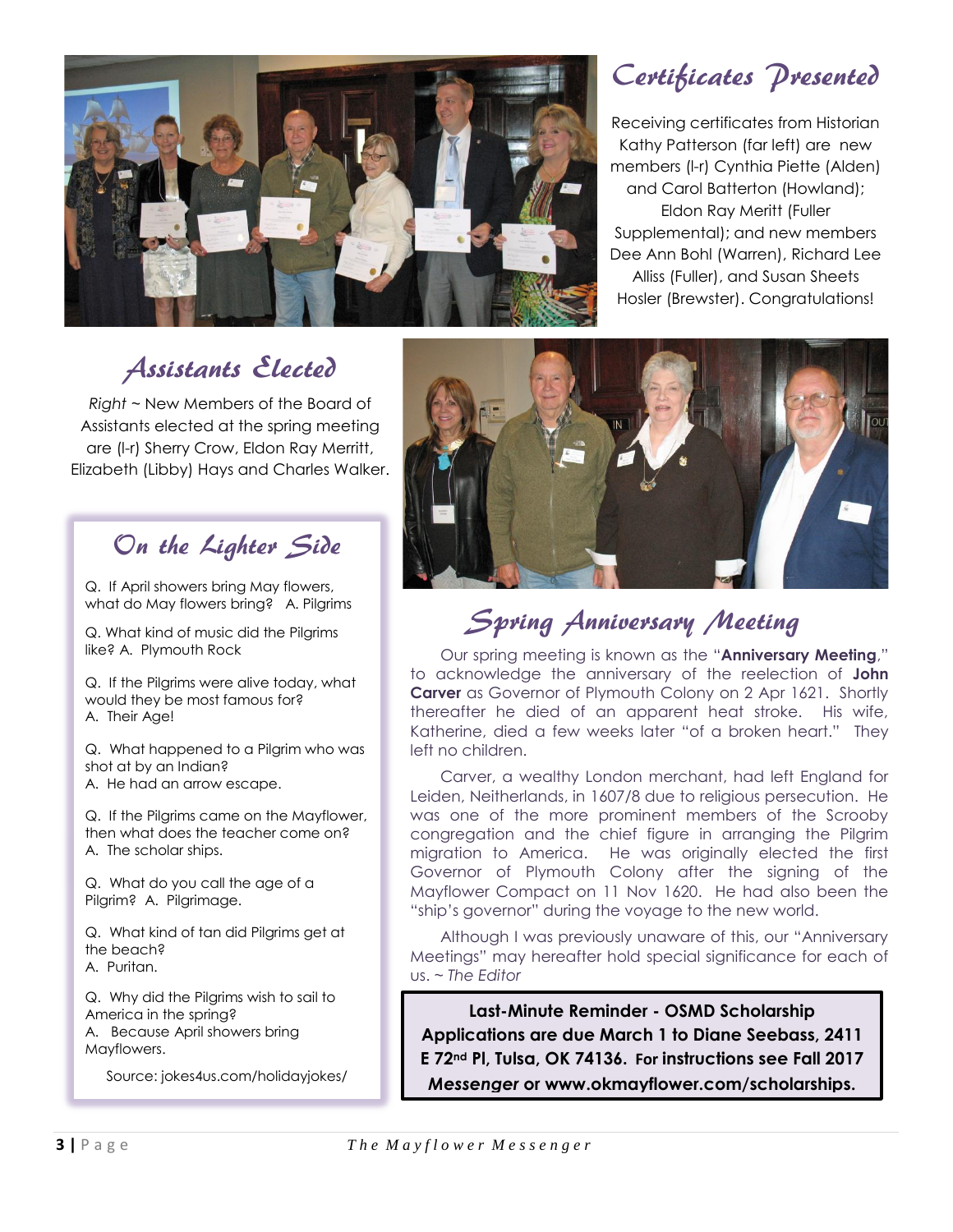## Certificates Presented

Receiving certificates from Historian Kathy Patterson (far left) are new members (l-r) Cynthia Piette (Alden) and Carol Batterton (Howland); Eldon Ray Meritt (Fuller Supplemental); and new members Dee Ann Bohl (Warren), Richard Lee Alliss (Fuller), and Susan Sheets Hosler (Brewster). Congratulations!

## Assistants Elected

*Right* ~ New Members of the Board of Assistants elected at the spring meeting are (l-r) Sherry Crow, Eldon Ray Merritt, Elizabeth (Libby) Hays and Charles Walker.

## On the Lighter Side

Q. If April showers bring May flowers, what do May flowers bring? A. Pilgrims

Q. What kind of music did the Pilgrims like? A. Plymouth Rock

Q. If the Pilgrims were alive today, what would they be most famous for?
A. Their Age!

Q. What happened to a Pilgrim who was shot at by an Indian?
A. He had an arrow escape.

Q. If the Pilgrims came on the Mayflower, then what does the teacher come on?
A. The scholar ships.

Q. What do you call the age of a Pilgrim? A. Pilgrimage.

Q. What kind of tan did Pilgrims get at the beach?
A. Puritan.

Q. Why did the Pilgrims wish to sail to America in the spring?
A. Because April showers bring Mayflowers.

Source: jokes4us.com/holidayjokes/

## Spring Anniversary Meeting

Our spring meeting is known as the "**Anniversary Meeting**," to acknowledge the anniversary of the reelection of **John Carver** as Governor of Plymouth Colony on 2 Apr 1621. Shortly thereafter he died of an apparent heat stroke. His wife, Katherine, died a few weeks later "of a broken heart." They left no children.

Carver, a wealthy London merchant, had left England for Leiden, Neitherlands, in 1607/8 due to religious persecution. He was one of the more prominent members of the Scrooby congregation and the chief figure in arranging the Pilgrim migration to America. He was originally elected the first Governor of Plymouth Colony after the signing of the Mayflower Compact on 11 Nov 1620. He had also been the "ship's governor" during the voyage to the new world.

Although I was previously unaware of this, our "Anniversary Meetings" may hereafter hold special significance for each of us. ~ *The Editor*

**Last-Minute Reminder - OSMD Scholarship Applications are due March 1 to Diane Seebass, 2411 E 72nd Pl, Tulsa, OK 74136. For instructions see Fall 2017 *Messenger* or www.okmayflower.com/scholarships.**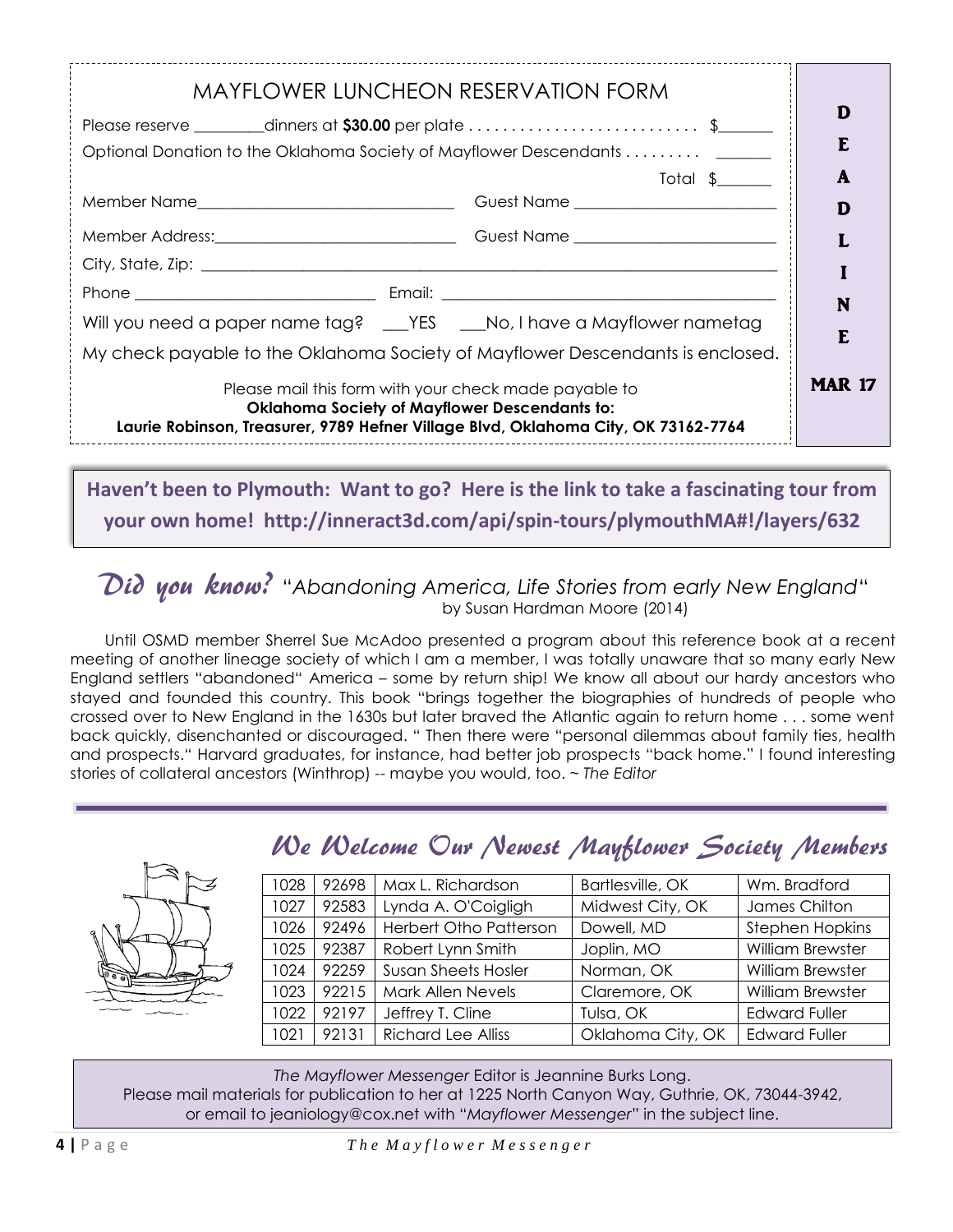## MAYFLOWER LUNCHEON RESERVATION FORM

Please reserve ________dinners at **$30.00** per plate . . . . . . . . . . . . . . . . . . . . . . . . . . $_______

Optional Donation to the Oklahoma Society of Mayflower Descendants . . . . . . . . . _______

Total $_______

Member Name_______________________________ Guest Name ________________________

Member Address:____________________________ Guest Name ________________________

City, State, Zip: ______________________________________________________________________

Phone _____________________________ Email: ______________________________________

Will you need a paper name tag? ___YES ___No, I have a Mayflower nametag

My check payable to the Oklahoma Society of Mayflower Descendants is enclosed.

Please mail this form with your check made payable to
**Oklahoma Society of Mayflower Descendants to:**
**Laurie Robinson, Treasurer, 9789 Hefner Village Blvd, Oklahoma City, OK 73162-7764**

**DEADLINE MAR 17**

**Haven't been to Plymouth: Want to go? Here is the link to take a fascinating tour from your own home! http://inneract3d.com/api/spin-tours/plymouthMA#!/layers/632**

## *Did you know?* "*Abandoning America, Life Stories from early New England*"

by Susan Hardman Moore (2014)

Until OSMD member Sherrel Sue McAdoo presented a program about this reference book at a recent meeting of another lineage society of which I am a member, I was totally unaware that so many early New England settlers "abandoned" America – some by return ship! We know all about our hardy ancestors who stayed and founded this country. This book "brings together the biographies of hundreds of people who crossed over to New England in the 1630s but later braved the Atlantic again to return home . . . some went back quickly, disenchanted or discouraged. " Then there were "personal dilemmas about family ties, health and prospects." Harvard graduates, for instance, had better job prospects "back home." I found interesting stories of collateral ancestors (Winthrop) -- maybe you would, too. ~ *The Editor*

## *We Welcome Our Newest Mayflower Society Members*

| | | | | |
|---|---|---|---|---|
| 1028 | 92698 | Max L. Richardson | Bartlesville, OK | Wm. Bradford |
| 1027 | 92583 | Lynda A. O'Coigligh | Midwest City, OK | James Chilton |
| 1026 | 92496 | Herbert Otho Patterson | Dowell, MD | Stephen Hopkins |
| 1025 | 92387 | Robert Lynn Smith | Joplin, MO | William Brewster |
| 1024 | 92259 | Susan Sheets Hosler | Norman, OK | William Brewster |
| 1023 | 92215 | Mark Allen Nevels | Claremore, OK | William Brewster |
| 1022 | 92197 | Jeffrey T. Cline | Tulsa, OK | Edward Fuller |
| 1021 | 92131 | Richard Lee Alliss | Oklahoma City, OK | Edward Fuller |

*The Mayflower Messenger* Editor is Jeannine Burks Long.
Please mail materials for publication to her at 1225 North Canyon Way, Guthrie, OK, 73044-3942, or email to jeaniology@cox.net with "*Mayflower Messenger*" in the subject line.